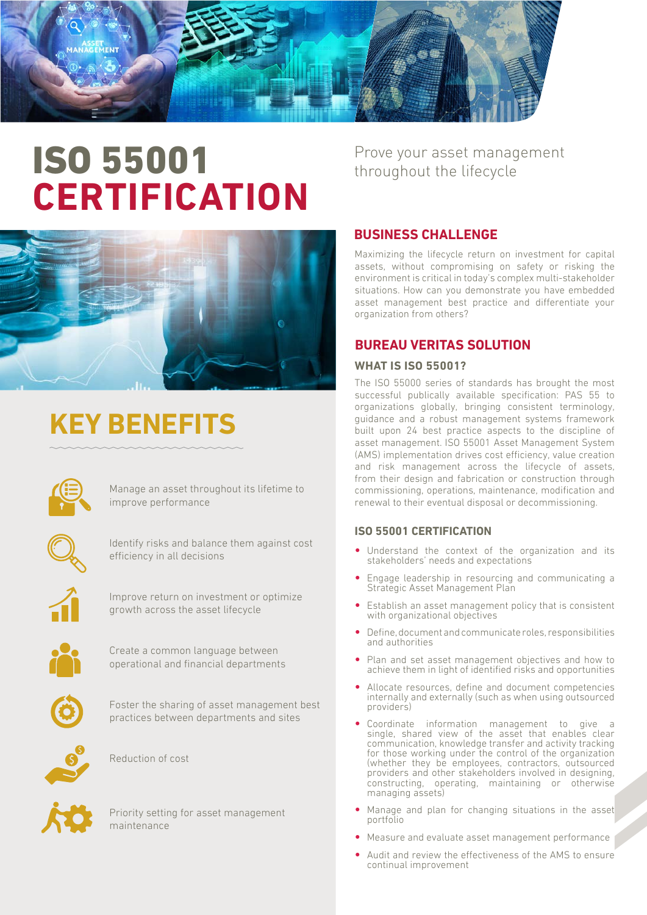# ISO 55001 CERTIFICATION

Prove your asset management throughout the lifecycle

## BUSINESS CHALLENGE

Maximizing the lifecycle return on investment for capital assets, without compromising on safety or risking the environment is critical in today's complex multi-stakeholder situations. How can you demonstrate you have embedded asset management best practice and differentiate your organization from others?

## BUREAU VERITAS SOLUTION

### WHAT IS ISO 55001?

The ISO 55000 series of standards has brought the most successful publically available specification: PAS 55 to organizations globally, bringing consistent terminology, guidance and a robust management systems framework built upon 24 best practice aspects to the discipline of asset management. ISO 55001 Asset Management System (AMS) implementation drives cost efficiency, value creation and risk management across the lifecycle of assets, from their design and fabrication or construction through commissioning, operations, maintenance, modification and renewal to their eventual disposal or decommissioning.

### ISO 55001 CERTIFICATION

- Understand the context of the organization and its stakeholders' needs and expectations
- Engage leadership in resourcing and communicating a Strategic Asset Management Plan
- Establish an asset management policy that is consistent with organizational objectives
- Define, document and communicate roles, responsibilities and authorities
- Plan and set asset management objectives and how to achieve them in light of identified risks and opportunities
- Allocate resources, define and document competencies internally and externally (such as when using outsourced providers)
- Coordinate information management to give a single, shared view of the asset that enables clear communication, knowledge transfer and activity tracking for those working under the control of the organization (whether they be employees, contractors, outsourced providers and other stakeholders involved in designing, constructing, operating, maintaining or otherwise managing assets)
- Manage and plan for changing situations in the asset portfolio
- Measure and evaluate asset management performance
- Audit and review the effectiveness of the AMS to ensure continual improvement

## KEY BENEFITS

- Manage an asset throughout its lifetime to improve performance
- Identify risks and balance them against cost efficiency in all decisions
- Improve return on investment or optimize growth across the asset lifecycle
- Create a common language between operational and financial departments
- Foster the sharing of asset management best practices between departments and sites
- Reduction of cost
- Priority setting for asset management maintenance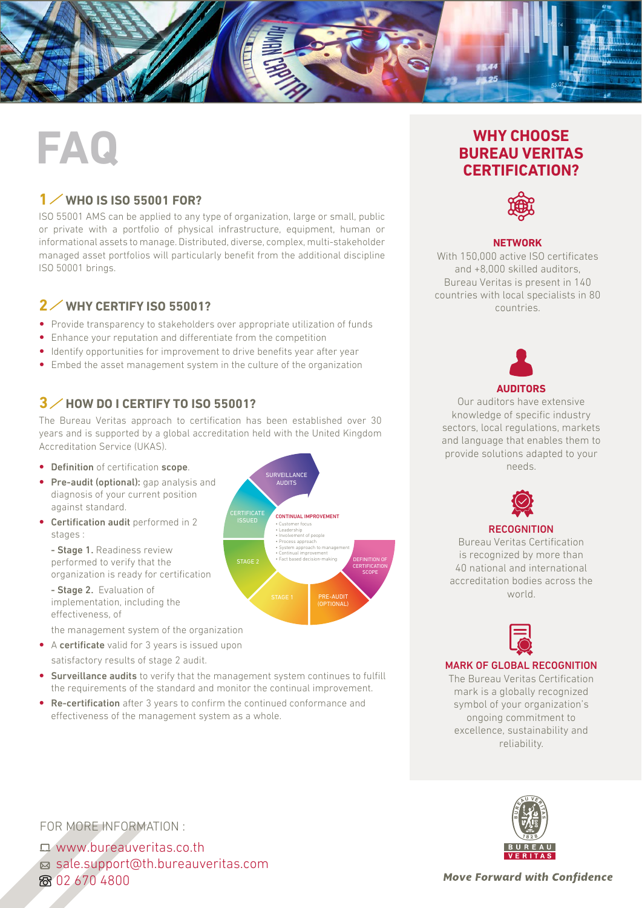# FAQ

## 1 / WHO IS ISO 55001 FOR?

ISO 55001 AMS can be applied to any type of organization, large or small, public or private with a portfolio of physical infrastructure, equipment, human or informational assets to manage. Distributed, diverse, complex, multi-stakeholder managed asset portfolios will particularly benefit from the additional discipline ISO 50001 brings.

## 2 / WHY CERTIFY ISO 55001?

- Provide transparency to stakeholders over appropriate utilization of funds
- Enhance your reputation and differentiate from the competition
- Identify opportunities for improvement to drive benefits year after year
- Embed the asset management system in the culture of the organization

## 3 / HOW DO I CERTIFY TO ISO 55001?

The Bureau Veritas approach to certification has been established over 30 years and is supported by a global accreditation held with the United Kingdom Accreditation Service (UKAS).

- **Definition** of certification **scope**.
- **Pre-audit (optional):** gap analysis and diagnosis of your current position against standard.
- **Certification audit** performed in 2 stages :

  - **Stage 1.** Readiness review performed to verify that the organization is ready for certification

  - **Stage 2.** Evaluation of implementation, including the effectiveness, of the management system of the organization
- A **certificate** valid for 3 years is issued upon satisfactory results of stage 2 audit.
- **Surveillance audits** to verify that the management system continues to fulfill the requirements of the standard and monitor the continual improvement.
- **Re-certification** after 3 years to confirm the continued conformance and effectiveness of the management system as a whole.

SURVEILLANCE AUDITS
CERTIFICATE ISSUED
STAGE 2
STAGE 1
PRE-AUDIT (OPTIONAL)
DEFINITION OF CERTIFICATION SCOPE

CONTINUAL IMPROVEMENT
- Customer focus
- Leadership
- Involvement of people
- Process approach
- System approach to management
- Continual improvement
- Fact based decision-making

## WHY CHOOSE BUREAU VERITAS CERTIFICATION?

### NETWORK

With 150,000 active ISO certificates and +8,000 skilled auditors, Bureau Veritas is present in 140 countries with local specialists in 80 countries.

### AUDITORS

Our auditors have extensive knowledge of specific industry sectors, local regulations, markets and language that enables them to provide solutions adapted to your needs.

### RECOGNITION

Bureau Veritas Certification is recognized by more than 40 national and international accreditation bodies across the world.

### MARK OF GLOBAL RECOGNITION

The Bureau Veritas Certification mark is a globally recognized symbol of your organization's ongoing commitment to excellence, sustainability and reliability.

FOR MORE INFORMATION :

www.bureauveritas.co.th
sale.support@th.bureauveritas.com
02 670 4800

BUREAU VERITAS 1828

*Move Forward with Confidence*